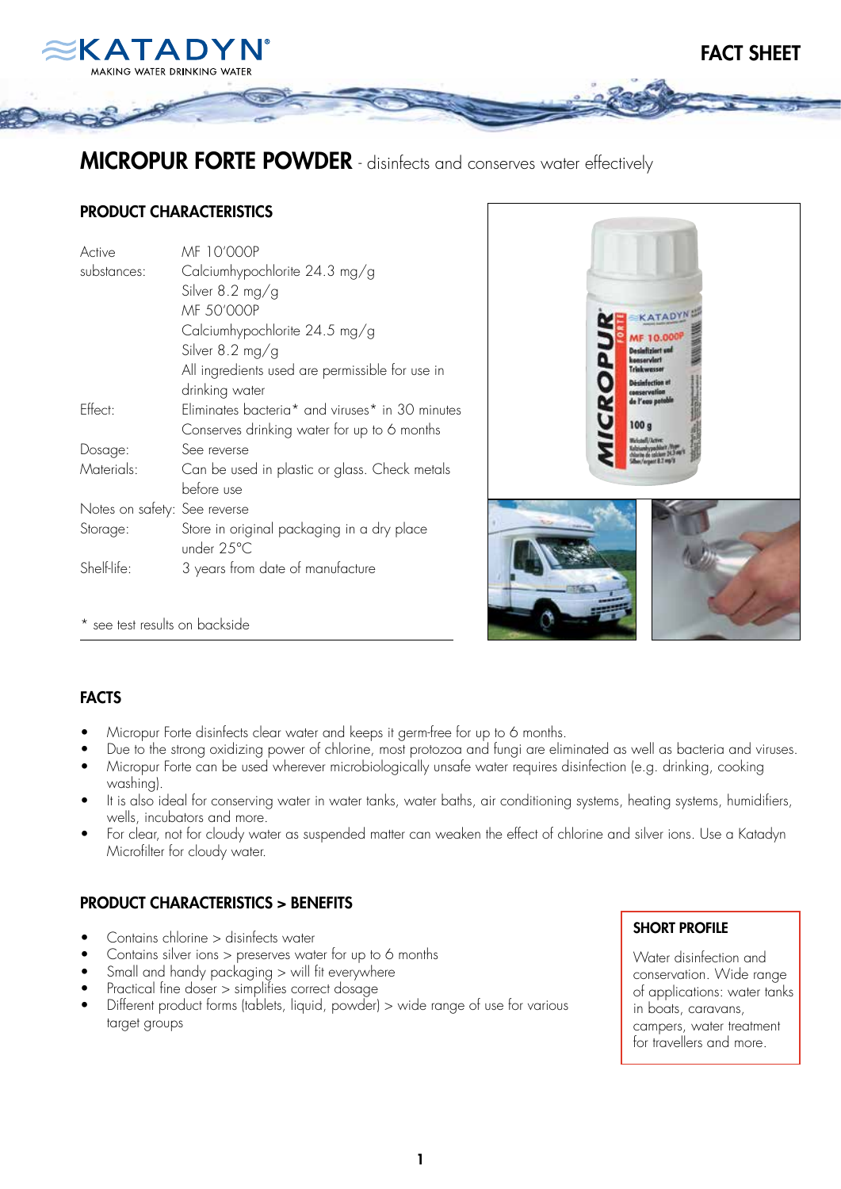KATADYN
MAKING WATER DRINKING WATER

FACT SHEET

# MICROPUR FORTE POWDER - disinfects and conserves water effectively

## PRODUCT CHARACTERISTICS

| | |
|---|---|
| Active substances: | MF 10'000P<br>Calciumhypochlorite 24.3 mg/g<br>Silver 8.2 mg/g<br>MF 50'000P<br>Calciumhypochlorite 24.5 mg/g<br>Silver 8.2 mg/g<br>All ingredients used are permissible for use in drinking water |
| Effect: | Eliminates bacteria* and viruses* in 30 minutes<br>Conserves drinking water for up to 6 months |
| Dosage: | See reverse |
| Materials: | Can be used in plastic or glass. Check metals before use |
| Notes on safety: | See reverse |
| Storage: | Store in original packaging in a dry place under 25°C |
| Shelf-life: | 3 years from date of manufacture |

* see test results on backside

## FACTS

- Micropur Forte disinfects clear water and keeps it germ-free for up to 6 months.
- Due to the strong oxidizing power of chlorine, most protozoa and fungi are eliminated as well as bacteria and viruses.
- Micropur Forte can be used wherever microbiologically unsafe water requires disinfection (e.g. drinking, cooking washing).
- It is also ideal for conserving water in water tanks, water baths, air conditioning systems, heating systems, humidifiers, wells, incubators and more.
- For clear, not for cloudy water as suspended matter can weaken the effect of chlorine and silver ions. Use a Katadyn Microfilter for cloudy water.

## PRODUCT CHARACTERISTICS > BENEFITS

- Contains chlorine > disinfects water
- Contains silver ions > preserves water for up to 6 months
- Small and handy packaging > will fit everywhere
- Practical fine doser > simplifies correct dosage
- Different product forms (tablets, liquid, powder) > wide range of use for various target groups

### SHORT PROFILE

Water disinfection and conservation. Wide range of applications: water tanks in boats, caravans, campers, water treatment for travellers and more.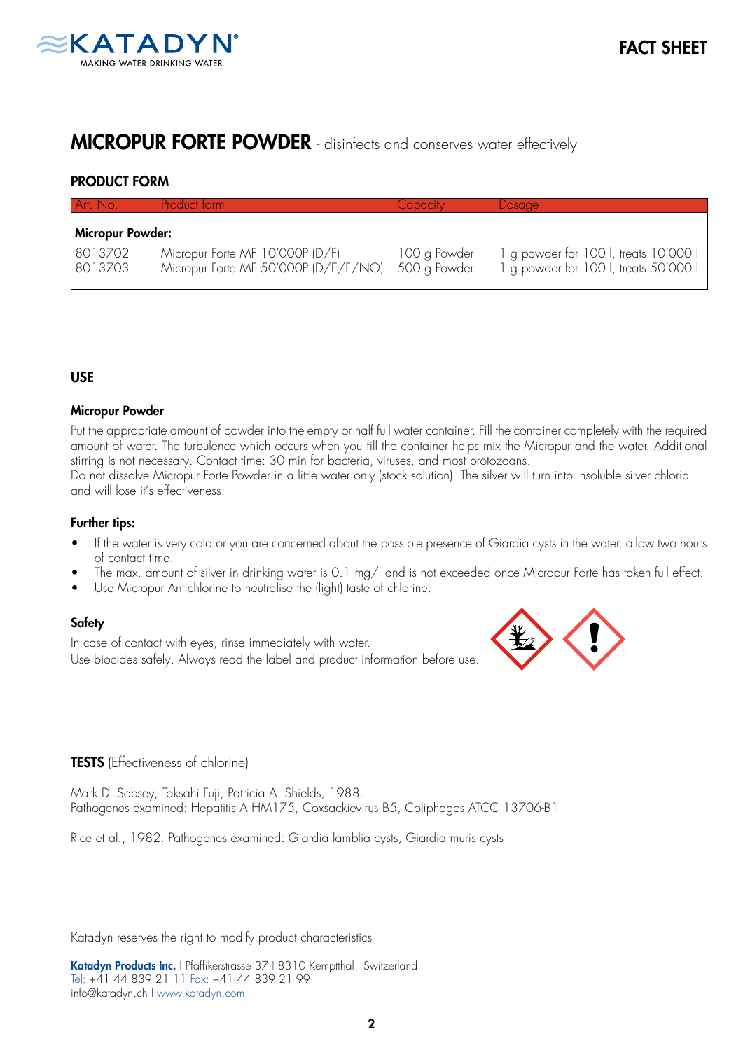KATADYN
MAKING WATER DRINKING WATER

FACT SHEET

# MICROPUR FORTE POWDER - disinfects and conserves water effectively

## PRODUCT FORM

| Art. No. | Product form | Capacity | Dosage |
|---|---|---|---|
| **Micropur Powder:** | | | |
| 8013702 | Micropur Forte MF 10'000P (D/F) | 100 g Powder | 1 g powder for 100 l, treats 10'000 l |
| 8013703 | Micropur Forte MF 50'000P (D/E/F/NO) | 500 g Powder | 1 g powder for 100 l, treats 50'000 l |

## USE

### Micropur Powder

Put the appropriate amount of powder into the empty or half full water container. Fill the container completely with the required amount of water. The turbulence which occurs when you fill the container helps mix the Micropur and the water. Additional stirring is not necessary. Contact time: 30 min for bacteria, viruses, and most protozoans.
Do not dissolve Micropur Forte Powder in a little water only (stock solution). The silver will turn into insoluble silver chlorid and will lose it's effectiveness.

### Further tips:

- If the water is very cold or you are concerned about the possible presence of Giardia cysts in the water, allow two hours of contact time.
- The max. amount of silver in drinking water is 0.1 mg/l and is not exceeded once Micropur Forte has taken full effect.
- Use Micropur Antichlorine to neutralise the (light) taste of chlorine.

### Safety

In case of contact with eyes, rinse immediately with water.
Use biocides safely. Always read the label and product information before use.

## TESTS (Effectiveness of chlorine)

Mark D. Sobsey, Taksahi Fuji, Patricia A. Shields, 1988.
Pathogenes examined: Hepatitis A HM175, Coxsackievirus B5, Coliphages ATCC 13706-B1

Rice et al., 1982. Pathogenes examined: Giardia lamblia cysts, Giardia muris cysts

Katadyn reserves the right to modify product characteristics

**Katadyn Products Inc.** | Pfäffikerstrasse 37 | 8310 Kemptthal | Switzerland
Tel: +41 44 839 21 11 Fax: +41 44 839 21 99
info@katadyn.ch | www.katadyn.com